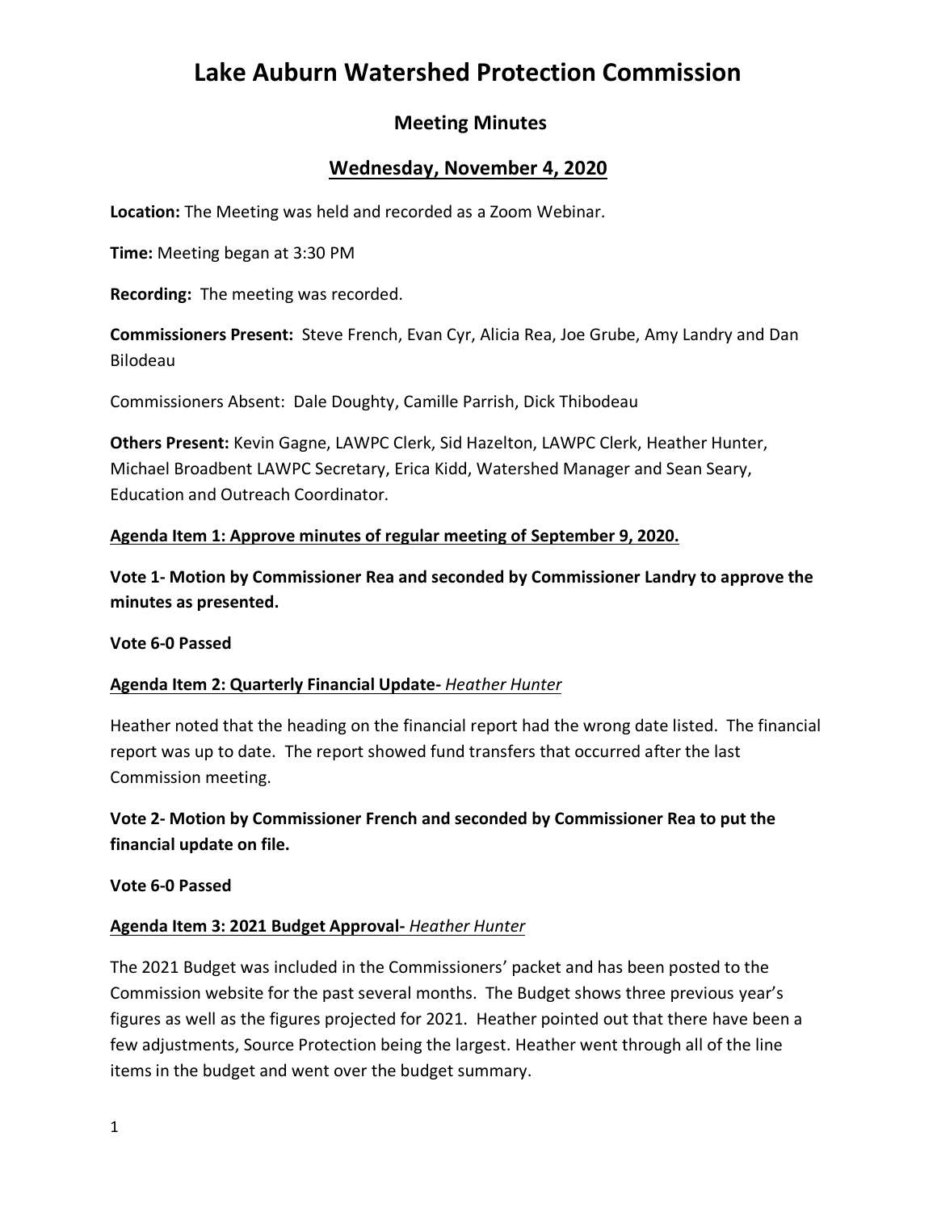# Lake Auburn Watershed Protection Commission

## Meeting Minutes

## Wednesday, November 4, 2020

**Location:** The Meeting was held and recorded as a Zoom Webinar.

**Time:** Meeting began at 3:30 PM

**Recording:** The meeting was recorded.

**Commissioners Present:** Steve French, Evan Cyr, Alicia Rea, Joe Grube, Amy Landry and Dan Bilodeau

Commissioners Absent: Dale Doughty, Camille Parrish, Dick Thibodeau

**Others Present:** Kevin Gagne, LAWPC Clerk, Sid Hazelton, LAWPC Clerk, Heather Hunter, Michael Broadbent LAWPC Secretary, Erica Kidd, Watershed Manager and Sean Seary, Education and Outreach Coordinator.

**Agenda Item 1: Approve minutes of regular meeting of September 9, 2020.**

**Vote 1- Motion by Commissioner Rea and seconded by Commissioner Landry to approve the minutes as presented.**

**Vote 6-0 Passed**

**Agenda Item 2: Quarterly Financial Update-** ***Heather Hunter***

Heather noted that the heading on the financial report had the wrong date listed. The financial report was up to date. The report showed fund transfers that occurred after the last Commission meeting.

**Vote 2- Motion by Commissioner French and seconded by Commissioner Rea to put the financial update on file.**

**Vote 6-0 Passed**

**Agenda Item 3: 2021 Budget Approval-** ***Heather Hunter***

The 2021 Budget was included in the Commissioners' packet and has been posted to the Commission website for the past several months. The Budget shows three previous year's figures as well as the figures projected for 2021. Heather pointed out that there have been a few adjustments, Source Protection being the largest. Heather went through all of the line items in the budget and went over the budget summary.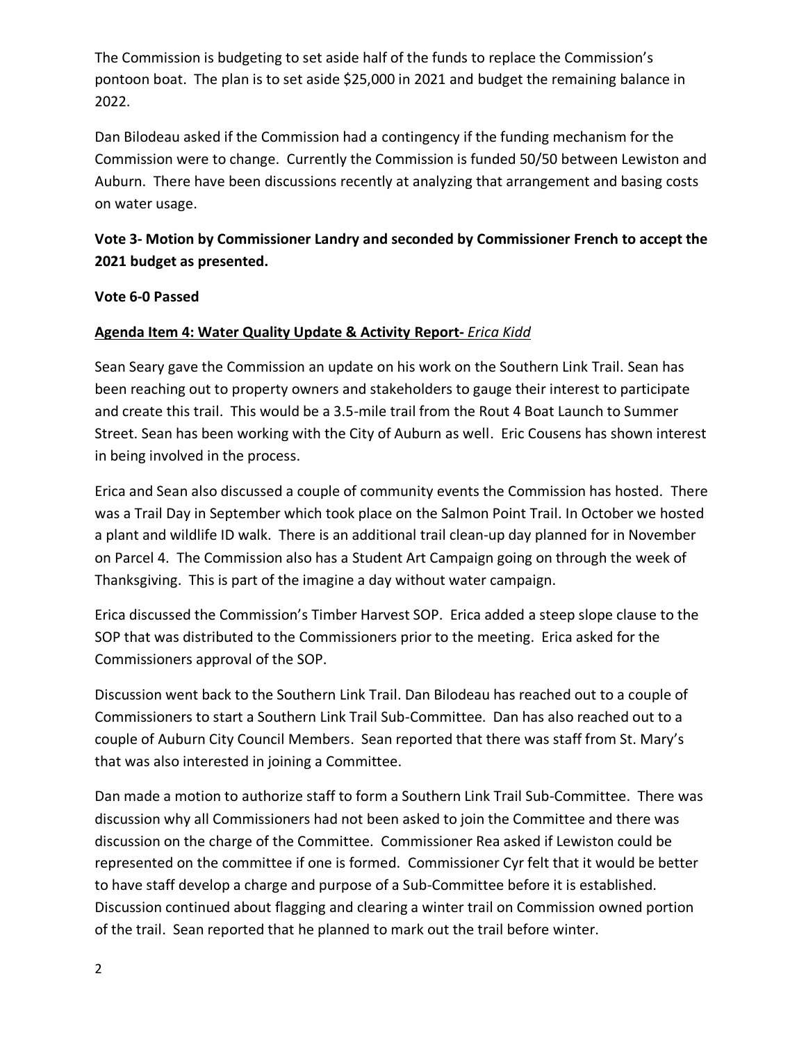The Commission is budgeting to set aside half of the funds to replace the Commission's pontoon boat. The plan is to set aside $25,000 in 2021 and budget the remaining balance in 2022.

Dan Bilodeau asked if the Commission had a contingency if the funding mechanism for the Commission were to change. Currently the Commission is funded 50/50 between Lewiston and Auburn. There have been discussions recently at analyzing that arrangement and basing costs on water usage.

**Vote 3- Motion by Commissioner Landry and seconded by Commissioner French to accept the 2021 budget as presented.**

**Vote 6-0 Passed**

**Agenda Item 4: Water Quality Update & Activity Report-** *Erica Kidd*

Sean Seary gave the Commission an update on his work on the Southern Link Trail. Sean has been reaching out to property owners and stakeholders to gauge their interest to participate and create this trail. This would be a 3.5-mile trail from the Rout 4 Boat Launch to Summer Street. Sean has been working with the City of Auburn as well. Eric Cousens has shown interest in being involved in the process.

Erica and Sean also discussed a couple of community events the Commission has hosted. There was a Trail Day in September which took place on the Salmon Point Trail. In October we hosted a plant and wildlife ID walk. There is an additional trail clean-up day planned for in November on Parcel 4. The Commission also has a Student Art Campaign going on through the week of Thanksgiving. This is part of the imagine a day without water campaign.

Erica discussed the Commission's Timber Harvest SOP. Erica added a steep slope clause to the SOP that was distributed to the Commissioners prior to the meeting. Erica asked for the Commissioners approval of the SOP.

Discussion went back to the Southern Link Trail. Dan Bilodeau has reached out to a couple of Commissioners to start a Southern Link Trail Sub-Committee. Dan has also reached out to a couple of Auburn City Council Members. Sean reported that there was staff from St. Mary's that was also interested in joining a Committee.

Dan made a motion to authorize staff to form a Southern Link Trail Sub-Committee. There was discussion why all Commissioners had not been asked to join the Committee and there was discussion on the charge of the Committee. Commissioner Rea asked if Lewiston could be represented on the committee if one is formed. Commissioner Cyr felt that it would be better to have staff develop a charge and purpose of a Sub-Committee before it is established. Discussion continued about flagging and clearing a winter trail on Commission owned portion of the trail. Sean reported that he planned to mark out the trail before winter.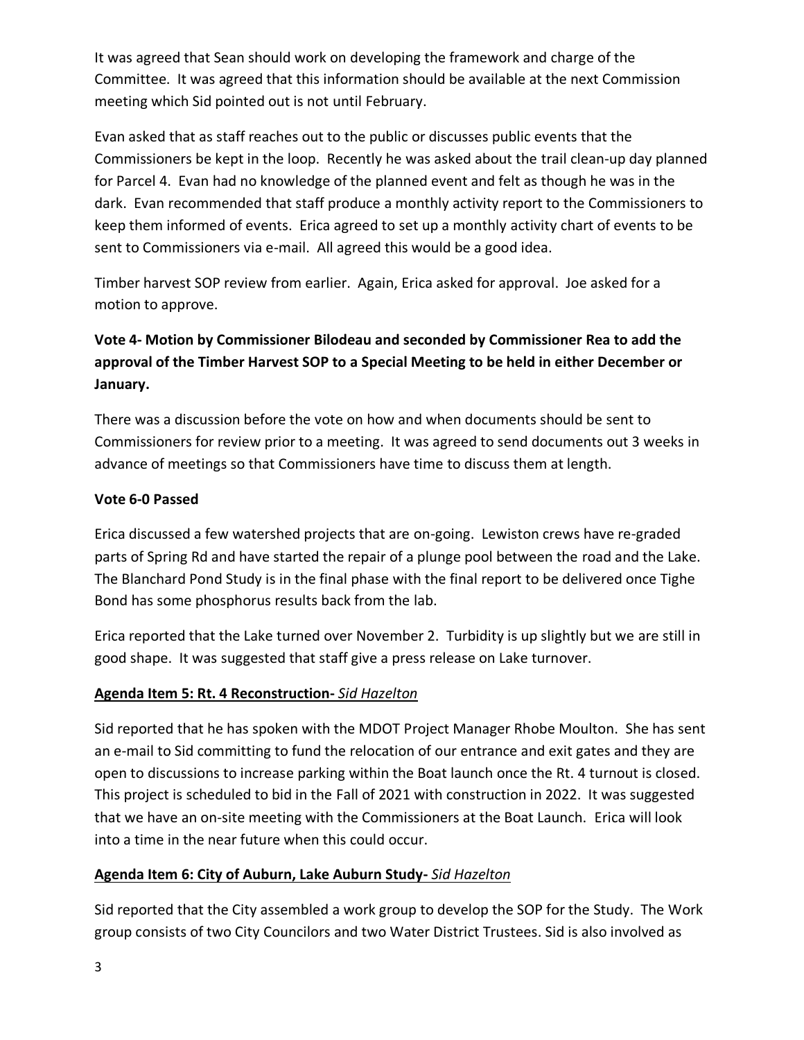It was agreed that Sean should work on developing the framework and charge of the Committee. It was agreed that this information should be available at the next Commission meeting which Sid pointed out is not until February.

Evan asked that as staff reaches out to the public or discusses public events that the Commissioners be kept in the loop. Recently he was asked about the trail clean-up day planned for Parcel 4. Evan had no knowledge of the planned event and felt as though he was in the dark. Evan recommended that staff produce a monthly activity report to the Commissioners to keep them informed of events. Erica agreed to set up a monthly activity chart of events to be sent to Commissioners via e-mail. All agreed this would be a good idea.

Timber harvest SOP review from earlier. Again, Erica asked for approval. Joe asked for a motion to approve.

**Vote 4- Motion by Commissioner Bilodeau and seconded by Commissioner Rea to add the approval of the Timber Harvest SOP to a Special Meeting to be held in either December or January.**

There was a discussion before the vote on how and when documents should be sent to Commissioners for review prior to a meeting. It was agreed to send documents out 3 weeks in advance of meetings so that Commissioners have time to discuss them at length.

**Vote 6-0 Passed**

Erica discussed a few watershed projects that are on-going. Lewiston crews have re-graded parts of Spring Rd and have started the repair of a plunge pool between the road and the Lake. The Blanchard Pond Study is in the final phase with the final report to be delivered once Tighe Bond has some phosphorus results back from the lab.

Erica reported that the Lake turned over November 2. Turbidity is up slightly but we are still in good shape. It was suggested that staff give a press release on Lake turnover.

## Agenda Item 5: Rt. 4 Reconstruction- *Sid Hazelton*

Sid reported that he has spoken with the MDOT Project Manager Rhobe Moulton. She has sent an e-mail to Sid committing to fund the relocation of our entrance and exit gates and they are open to discussions to increase parking within the Boat launch once the Rt. 4 turnout is closed. This project is scheduled to bid in the Fall of 2021 with construction in 2022. It was suggested that we have an on-site meeting with the Commissioners at the Boat Launch. Erica will look into a time in the near future when this could occur.

## Agenda Item 6: City of Auburn, Lake Auburn Study- *Sid Hazelton*

Sid reported that the City assembled a work group to develop the SOP for the Study. The Work group consists of two City Councilors and two Water District Trustees. Sid is also involved as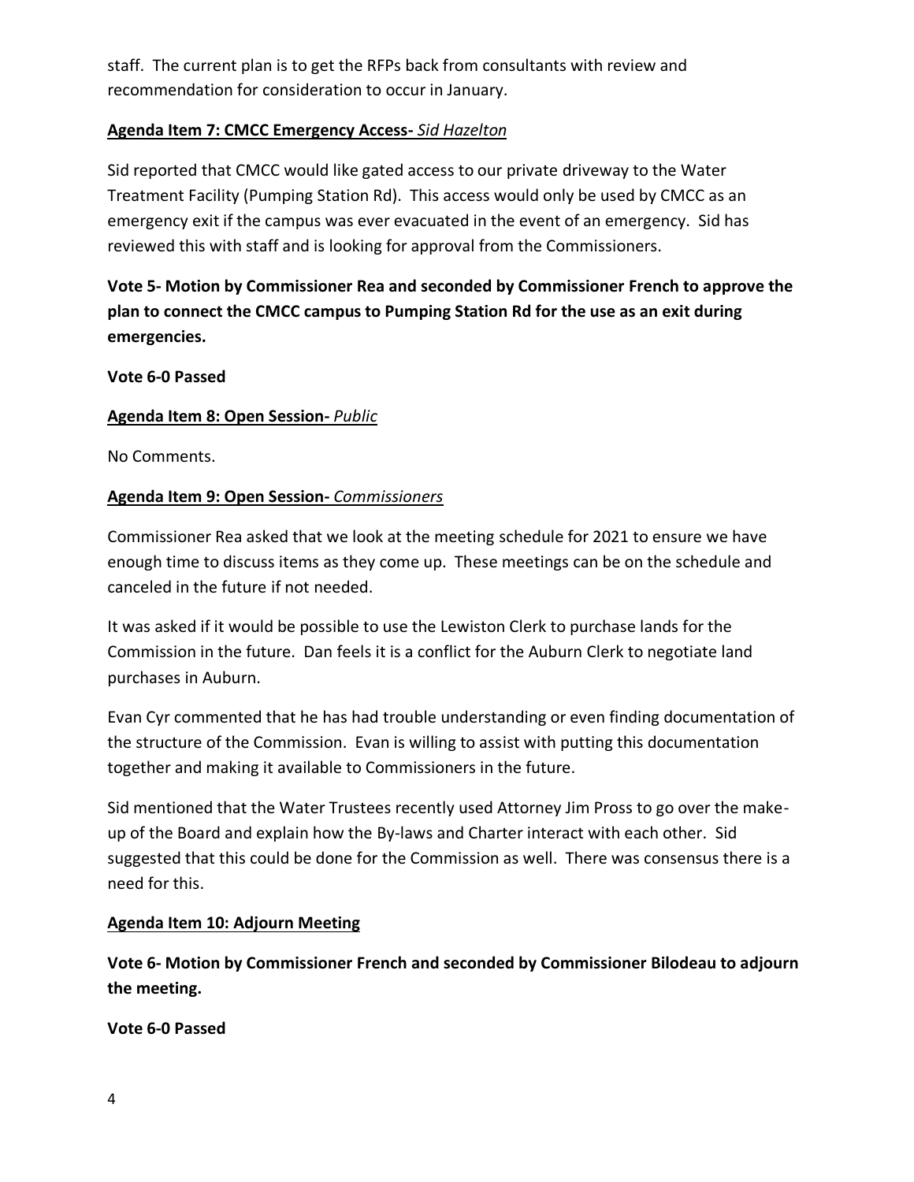staff. The current plan is to get the RFPs back from consultants with review and recommendation for consideration to occur in January.

**Agenda Item 7: CMCC Emergency Access-** *Sid Hazelton*

Sid reported that CMCC would like gated access to our private driveway to the Water Treatment Facility (Pumping Station Rd). This access would only be used by CMCC as an emergency exit if the campus was ever evacuated in the event of an emergency. Sid has reviewed this with staff and is looking for approval from the Commissioners.

**Vote 5- Motion by Commissioner Rea and seconded by Commissioner French to approve the plan to connect the CMCC campus to Pumping Station Rd for the use as an exit during emergencies.**

**Vote 6-0 Passed**

**Agenda Item 8: Open Session-** *Public*

No Comments.

**Agenda Item 9: Open Session-** *Commissioners*

Commissioner Rea asked that we look at the meeting schedule for 2021 to ensure we have enough time to discuss items as they come up. These meetings can be on the schedule and canceled in the future if not needed.

It was asked if it would be possible to use the Lewiston Clerk to purchase lands for the Commission in the future. Dan feels it is a conflict for the Auburn Clerk to negotiate land purchases in Auburn.

Evan Cyr commented that he has had trouble understanding or even finding documentation of the structure of the Commission. Evan is willing to assist with putting this documentation together and making it available to Commissioners in the future.

Sid mentioned that the Water Trustees recently used Attorney Jim Pross to go over the make-up of the Board and explain how the By-laws and Charter interact with each other. Sid suggested that this could be done for the Commission as well. There was consensus there is a need for this.

**Agenda Item 10: Adjourn Meeting**

**Vote 6- Motion by Commissioner French and seconded by Commissioner Bilodeau to adjourn the meeting.**

**Vote 6-0 Passed**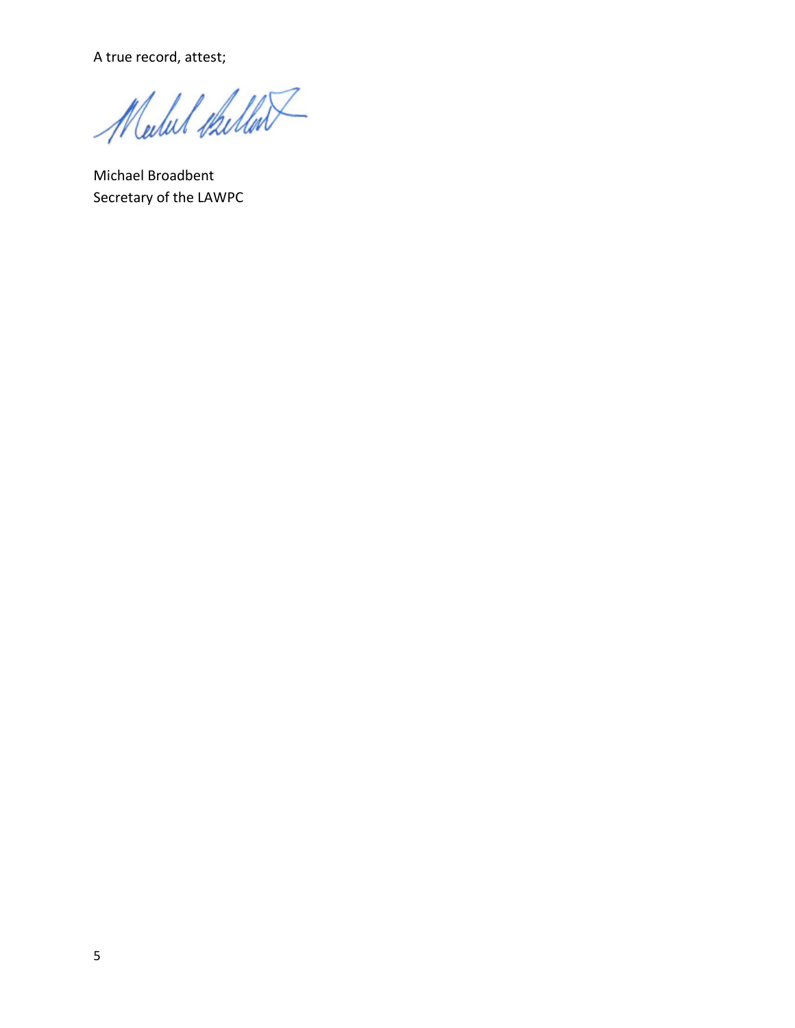A true record, attest;

Michael Broadbent
Secretary of the LAWPC